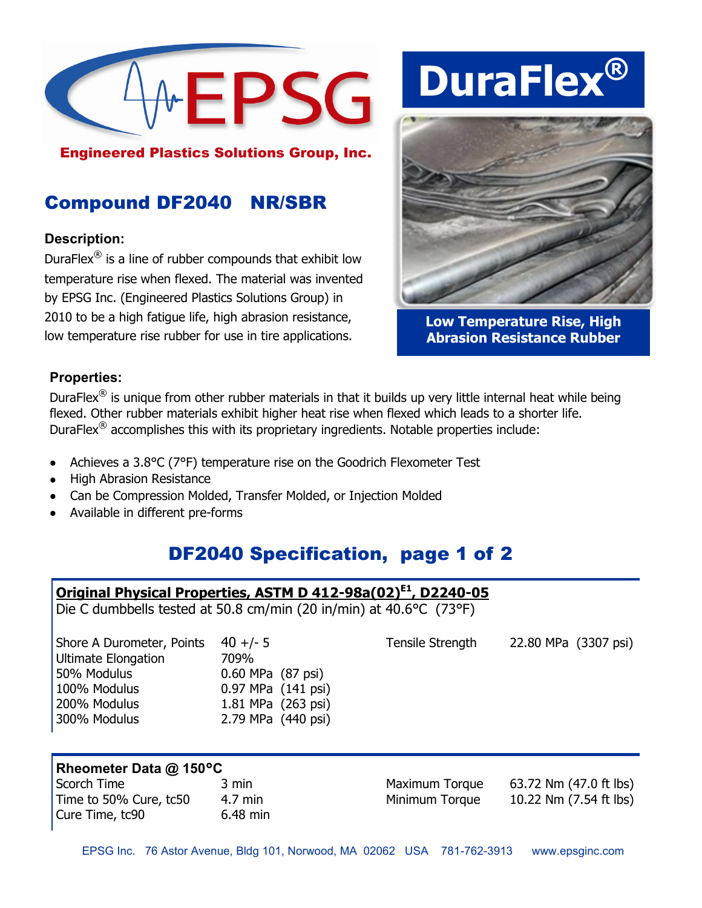# EPSG

**Engineered Plastics Solutions Group, Inc.**

# DuraFlex®

## Compound DF2040 NR/SBR

### Description:

DuraFlex® is a line of rubber compounds that exhibit low temperature rise when flexed. The material was invented by EPSG Inc. (Engineered Plastics Solutions Group) in 2010 to be a high fatigue life, high abrasion resistance, low temperature rise rubber for use in tire applications.

**Low Temperature Rise, High Abrasion Resistance Rubber**

### Properties:

DuraFlex® is unique from other rubber materials in that it builds up very little internal heat while being flexed. Other rubber materials exhibit higher heat rise when flexed which leads to a shorter life. DuraFlex® accomplishes this with its proprietary ingredients. Notable properties include:

- Achieves a 3.8°C (7°F) temperature rise on the Goodrich Flexometer Test
- High Abrasion Resistance
- Can be Compression Molded, Transfer Molded, or Injection Molded
- Available in different pre-forms

## DF2040 Specification, page 1 of 2

**Original Physical Properties, ASTM D 412-98a(02)E1, D2240-05**

Die C dumbbells tested at 50.8 cm/min (20 in/min) at 40.6°C (73°F)

| | | | |
|---|---|---|---|
| Shore A Durometer, Points | 40 +/- 5 | Tensile Strength | 22.80 MPa (3307 psi) |
| Ultimate Elongation | 709% | | |
| 50% Modulus | 0.60 MPa (87 psi) | | |
| 100% Modulus | 0.97 MPa (141 psi) | | |
| 200% Modulus | 1.81 MPa (263 psi) | | |
| 300% Modulus | 2.79 MPa (440 psi) | | |

**Rheometer Data @ 150°C**

| | | | |
|---|---|---|---|
| Scorch Time | 3 min | Maximum Torque | 63.72 Nm (47.0 ft lbs) |
| Time to 50% Cure, tc50 | 4.7 min | Minimum Torque | 10.22 Nm (7.54 ft lbs) |
| Cure Time, tc90 | 6.48 min | | |

EPSG Inc. 76 Astor Avenue, Bldg 101, Norwood, MA 02062 USA 781-762-3913 www.epsginc.com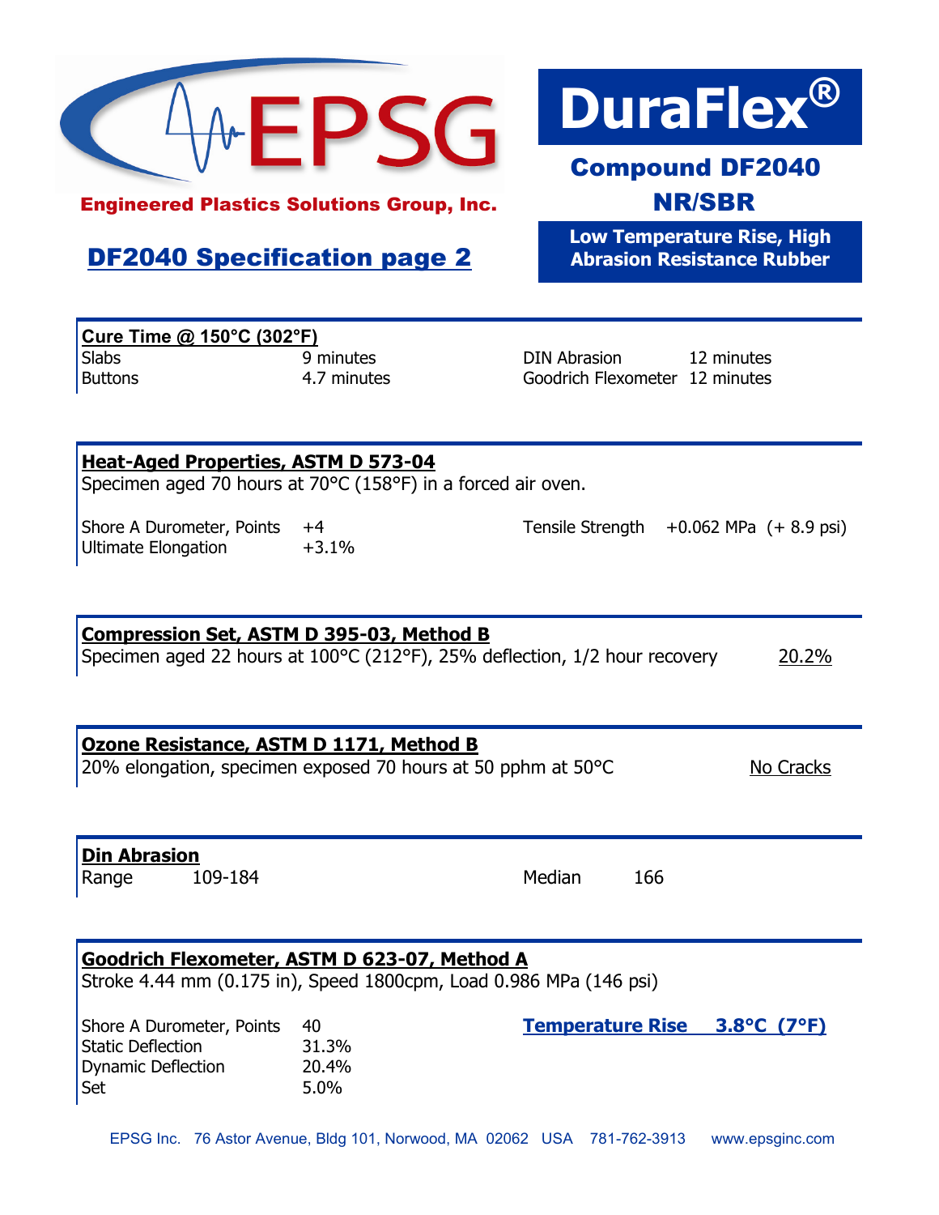**Engineered Plastics Solutions Group, Inc.**

# DuraFlex®

## Compound DF2040
## NR/SBR

**Low Temperature Rise, High Abrasion Resistance Rubber**

## DF2040 Specification page 2

### Cure Time @ 150°C (302°F)

| | | | |
|---|---|---|---|
| Slabs | 9 minutes | DIN Abrasion | 12 minutes |
| Buttons | 4.7 minutes | Goodrich Flexometer | 12 minutes |

### Heat-Aged Properties, ASTM D 573-04

Specimen aged 70 hours at 70°C (158°F) in a forced air oven.

| | | | |
|---|---|---|---|
| Shore A Durometer, Points | +4 | Tensile Strength | +0.062 MPa (+ 8.9 psi) |
| Ultimate Elongation | +3.1% | | |

### Compression Set, ASTM D 395-03, Method B

Specimen aged 22 hours at 100°C (212°F), 25% deflection, 1/2 hour recovery 20.2%

### Ozone Resistance, ASTM D 1171, Method B

20% elongation, specimen exposed 70 hours at 50 pphm at 50°C No Cracks

### Din Abrasion

| | | | |
|---|---|---|---|
| Range | 109-184 | Median | 166 |

### Goodrich Flexometer, ASTM D 623-07, Method A

Stroke 4.44 mm (0.175 in), Speed 1800cpm, Load 0.986 MPa (146 psi)

| | | | |
|---|---|---|---|
| Shore A Durometer, Points | 40 | **Temperature Rise** | **3.8°C (7°F)** |
| Static Deflection | 31.3% | | |
| Dynamic Deflection | 20.4% | | |
| Set | 5.0% | | |

EPSG Inc. 76 Astor Avenue, Bldg 101, Norwood, MA 02062 USA 781-762-3913 www.epsginc.com